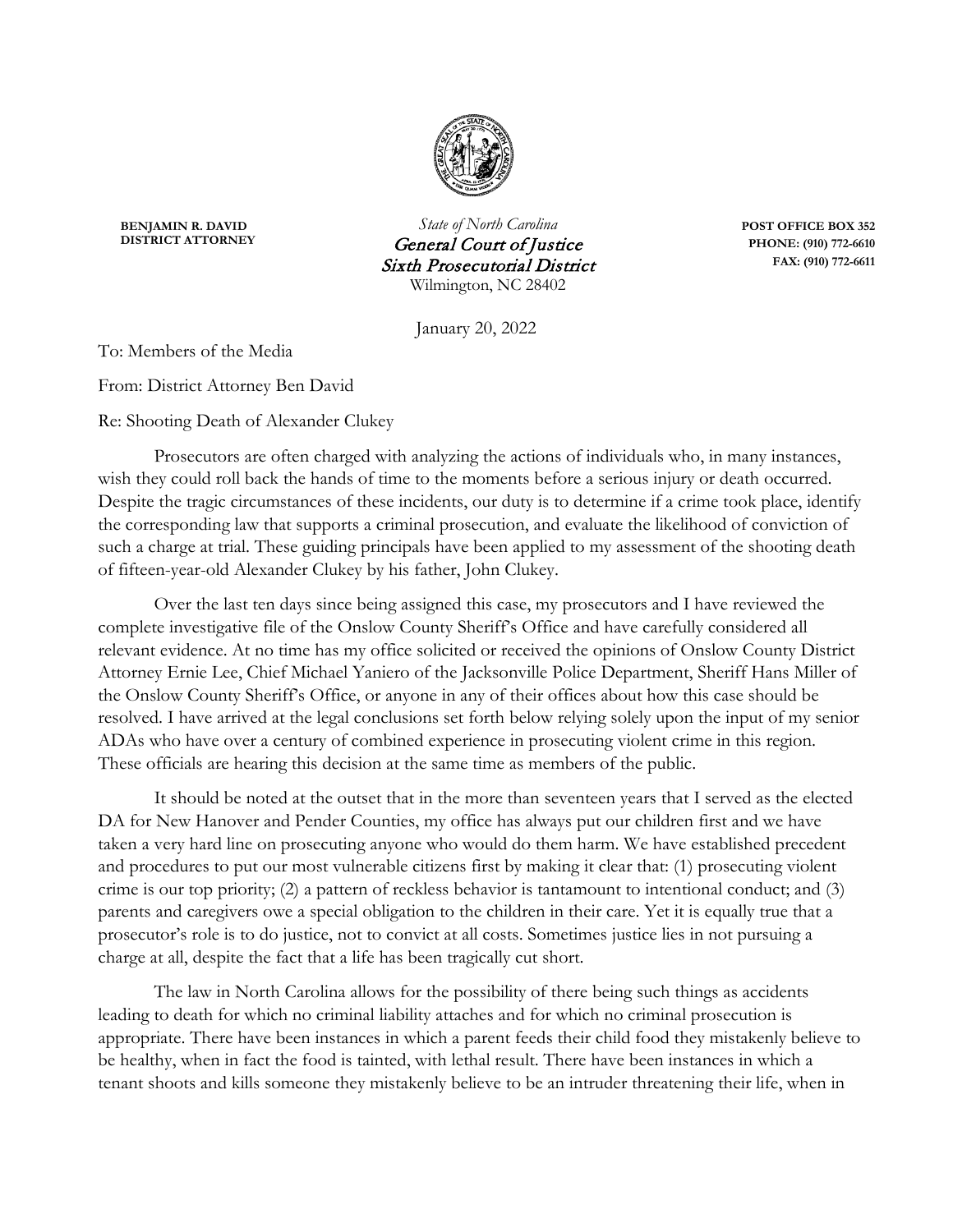**BENJAMIN R. DAVID**
**DISTRICT ATTORNEY**

*State of North Carolina*
*General Court of Justice*
*Sixth Prosecutorial District*
Wilmington, NC 28402

**POST OFFICE BOX 352**
**PHONE: (910) 772-6610**
**FAX: (910) 772-6611**

January 20, 2022

To: Members of the Media

From: District Attorney Ben David

Re: Shooting Death of Alexander Clukey

Prosecutors are often charged with analyzing the actions of individuals who, in many instances, wish they could roll back the hands of time to the moments before a serious injury or death occurred. Despite the tragic circumstances of these incidents, our duty is to determine if a crime took place, identify the corresponding law that supports a criminal prosecution, and evaluate the likelihood of conviction of such a charge at trial. These guiding principals have been applied to my assessment of the shooting death of fifteen-year-old Alexander Clukey by his father, John Clukey.

Over the last ten days since being assigned this case, my prosecutors and I have reviewed the complete investigative file of the Onslow County Sheriff's Office and have carefully considered all relevant evidence. At no time has my office solicited or received the opinions of Onslow County District Attorney Ernie Lee, Chief Michael Yaniero of the Jacksonville Police Department, Sheriff Hans Miller of the Onslow County Sheriff's Office, or anyone in any of their offices about how this case should be resolved. I have arrived at the legal conclusions set forth below relying solely upon the input of my senior ADAs who have over a century of combined experience in prosecuting violent crime in this region. These officials are hearing this decision at the same time as members of the public.

It should be noted at the outset that in the more than seventeen years that I served as the elected DA for New Hanover and Pender Counties, my office has always put our children first and we have taken a very hard line on prosecuting anyone who would do them harm. We have established precedent and procedures to put our most vulnerable citizens first by making it clear that: (1) prosecuting violent crime is our top priority; (2) a pattern of reckless behavior is tantamount to intentional conduct; and (3) parents and caregivers owe a special obligation to the children in their care. Yet it is equally true that a prosecutor's role is to do justice, not to convict at all costs. Sometimes justice lies in not pursuing a charge at all, despite the fact that a life has been tragically cut short.

The law in North Carolina allows for the possibility of there being such things as accidents leading to death for which no criminal liability attaches and for which no criminal prosecution is appropriate. There have been instances in which a parent feeds their child food they mistakenly believe to be healthy, when in fact the food is tainted, with lethal result. There have been instances in which a tenant shoots and kills someone they mistakenly believe to be an intruder threatening their life, when in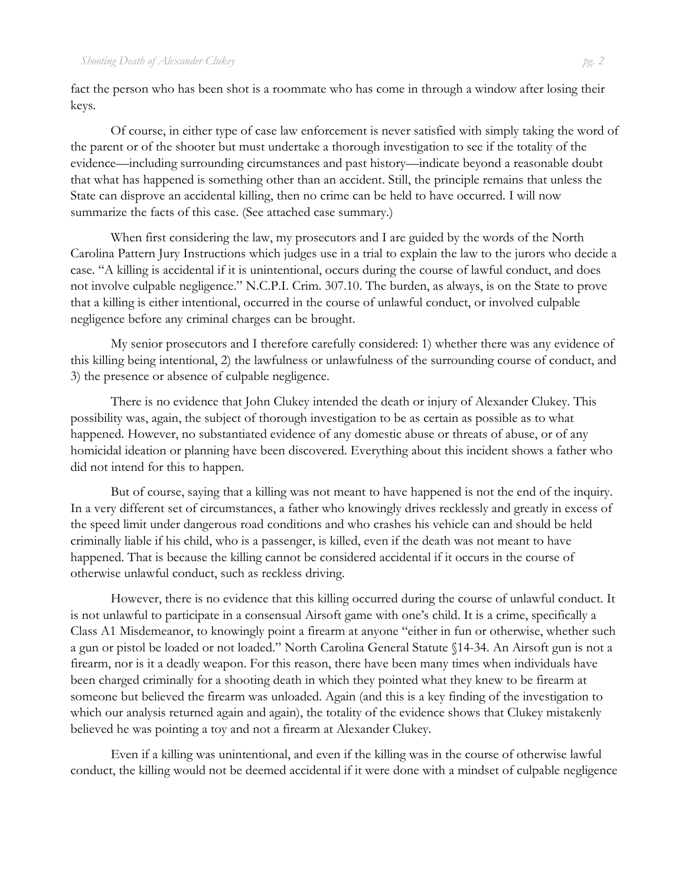fact the person who has been shot is a roommate who has come in through a window after losing their keys.

Of course, in either type of case law enforcement is never satisfied with simply taking the word of the parent or of the shooter but must undertake a thorough investigation to see if the totality of the evidence—including surrounding circumstances and past history—indicate beyond a reasonable doubt that what has happened is something other than an accident. Still, the principle remains that unless the State can disprove an accidental killing, then no crime can be held to have occurred. I will now summarize the facts of this case. (See attached case summary.)

When first considering the law, my prosecutors and I are guided by the words of the North Carolina Pattern Jury Instructions which judges use in a trial to explain the law to the jurors who decide a case. "A killing is accidental if it is unintentional, occurs during the course of lawful conduct, and does not involve culpable negligence." N.C.P.I. Crim. 307.10. The burden, as always, is on the State to prove that a killing is either intentional, occurred in the course of unlawful conduct, or involved culpable negligence before any criminal charges can be brought.

My senior prosecutors and I therefore carefully considered: 1) whether there was any evidence of this killing being intentional, 2) the lawfulness or unlawfulness of the surrounding course of conduct, and 3) the presence or absence of culpable negligence.

There is no evidence that John Clukey intended the death or injury of Alexander Clukey. This possibility was, again, the subject of thorough investigation to be as certain as possible as to what happened. However, no substantiated evidence of any domestic abuse or threats of abuse, or of any homicidal ideation or planning have been discovered. Everything about this incident shows a father who did not intend for this to happen.

But of course, saying that a killing was not meant to have happened is not the end of the inquiry. In a very different set of circumstances, a father who knowingly drives recklessly and greatly in excess of the speed limit under dangerous road conditions and who crashes his vehicle can and should be held criminally liable if his child, who is a passenger, is killed, even if the death was not meant to have happened. That is because the killing cannot be considered accidental if it occurs in the course of otherwise unlawful conduct, such as reckless driving.

However, there is no evidence that this killing occurred during the course of unlawful conduct. It is not unlawful to participate in a consensual Airsoft game with one's child. It is a crime, specifically a Class A1 Misdemeanor, to knowingly point a firearm at anyone "either in fun or otherwise, whether such a gun or pistol be loaded or not loaded." North Carolina General Statute §14-34. An Airsoft gun is not a firearm, nor is it a deadly weapon. For this reason, there have been many times when individuals have been charged criminally for a shooting death in which they pointed what they knew to be firearm at someone but believed the firearm was unloaded. Again (and this is a key finding of the investigation to which our analysis returned again and again), the totality of the evidence shows that Clukey mistakenly believed he was pointing a toy and not a firearm at Alexander Clukey.

Even if a killing was unintentional, and even if the killing was in the course of otherwise lawful conduct, the killing would not be deemed accidental if it were done with a mindset of culpable negligence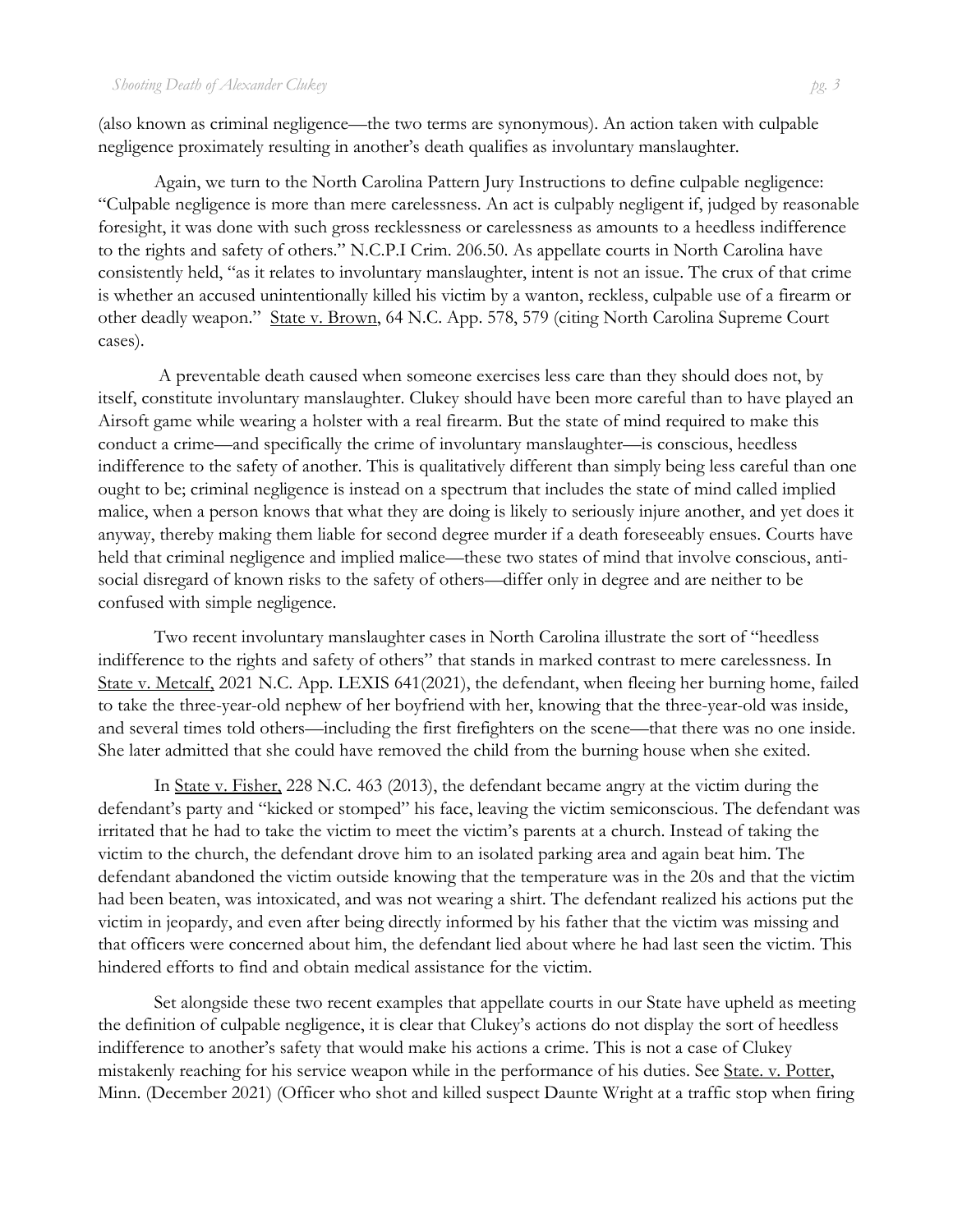(also known as criminal negligence—the two terms are synonymous). An action taken with culpable negligence proximately resulting in another's death qualifies as involuntary manslaughter.

Again, we turn to the North Carolina Pattern Jury Instructions to define culpable negligence: "Culpable negligence is more than mere carelessness. An act is culpably negligent if, judged by reasonable foresight, it was done with such gross recklessness or carelessness as amounts to a heedless indifference to the rights and safety of others." N.C.P.I Crim. 206.50. As appellate courts in North Carolina have consistently held, "as it relates to involuntary manslaughter, intent is not an issue. The crux of that crime is whether an accused unintentionally killed his victim by a wanton, reckless, culpable use of a firearm or other deadly weapon." State v. Brown, 64 N.C. App. 578, 579 (citing North Carolina Supreme Court cases).

A preventable death caused when someone exercises less care than they should does not, by itself, constitute involuntary manslaughter. Clukey should have been more careful than to have played an Airsoft game while wearing a holster with a real firearm. But the state of mind required to make this conduct a crime—and specifically the crime of involuntary manslaughter—is conscious, heedless indifference to the safety of another. This is qualitatively different than simply being less careful than one ought to be; criminal negligence is instead on a spectrum that includes the state of mind called implied malice, when a person knows that what they are doing is likely to seriously injure another, and yet does it anyway, thereby making them liable for second degree murder if a death foreseeably ensues. Courts have held that criminal negligence and implied malice—these two states of mind that involve conscious, anti-social disregard of known risks to the safety of others—differ only in degree and are neither to be confused with simple negligence.

Two recent involuntary manslaughter cases in North Carolina illustrate the sort of "heedless indifference to the rights and safety of others" that stands in marked contrast to mere carelessness. In State v. Metcalf, 2021 N.C. App. LEXIS 641(2021), the defendant, when fleeing her burning home, failed to take the three-year-old nephew of her boyfriend with her, knowing that the three-year-old was inside, and several times told others—including the first firefighters on the scene—that there was no one inside. She later admitted that she could have removed the child from the burning house when she exited.

In State v. Fisher, 228 N.C. 463 (2013), the defendant became angry at the victim during the defendant's party and "kicked or stomped" his face, leaving the victim semiconscious. The defendant was irritated that he had to take the victim to meet the victim's parents at a church. Instead of taking the victim to the church, the defendant drove him to an isolated parking area and again beat him. The defendant abandoned the victim outside knowing that the temperature was in the 20s and that the victim had been beaten, was intoxicated, and was not wearing a shirt. The defendant realized his actions put the victim in jeopardy, and even after being directly informed by his father that the victim was missing and that officers were concerned about him, the defendant lied about where he had last seen the victim. This hindered efforts to find and obtain medical assistance for the victim.

Set alongside these two recent examples that appellate courts in our State have upheld as meeting the definition of culpable negligence, it is clear that Clukey's actions do not display the sort of heedless indifference to another's safety that would make his actions a crime. This is not a case of Clukey mistakenly reaching for his service weapon while in the performance of his duties. See State. v. Potter, Minn. (December 2021) (Officer who shot and killed suspect Daunte Wright at a traffic stop when firing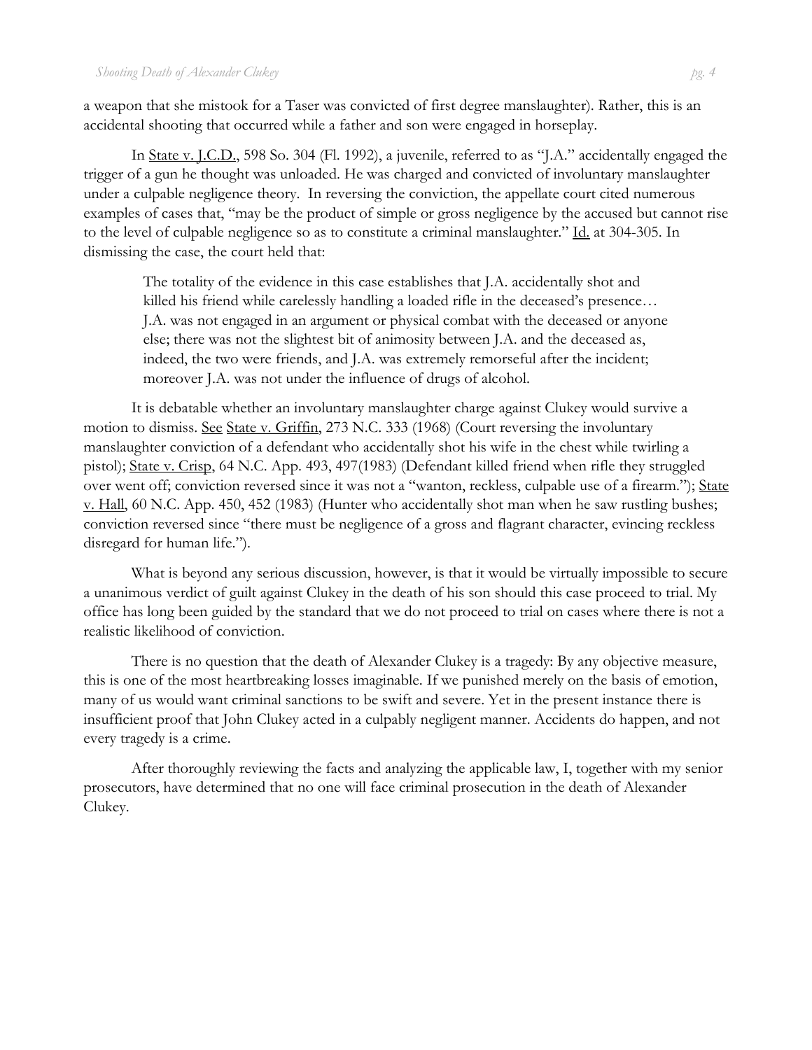a weapon that she mistook for a Taser was convicted of first degree manslaughter). Rather, this is an accidental shooting that occurred while a father and son were engaged in horseplay.

In State v. J.C.D., 598 So. 304 (Fl. 1992), a juvenile, referred to as "J.A." accidentally engaged the trigger of a gun he thought was unloaded. He was charged and convicted of involuntary manslaughter under a culpable negligence theory. In reversing the conviction, the appellate court cited numerous examples of cases that, "may be the product of simple or gross negligence by the accused but cannot rise to the level of culpable negligence so as to constitute a criminal manslaughter." Id. at 304-305. In dismissing the case, the court held that:

> The totality of the evidence in this case establishes that J.A. accidentally shot and killed his friend while carelessly handling a loaded rifle in the deceased's presence… J.A. was not engaged in an argument or physical combat with the deceased or anyone else; there was not the slightest bit of animosity between J.A. and the deceased as, indeed, the two were friends, and J.A. was extremely remorseful after the incident; moreover J.A. was not under the influence of drugs of alcohol.

It is debatable whether an involuntary manslaughter charge against Clukey would survive a motion to dismiss. See State v. Griffin, 273 N.C. 333 (1968) (Court reversing the involuntary manslaughter conviction of a defendant who accidentally shot his wife in the chest while twirling a pistol); State v. Crisp, 64 N.C. App. 493, 497(1983) (Defendant killed friend when rifle they struggled over went off; conviction reversed since it was not a "wanton, reckless, culpable use of a firearm."); State v. Hall, 60 N.C. App. 450, 452 (1983) (Hunter who accidentally shot man when he saw rustling bushes; conviction reversed since "there must be negligence of a gross and flagrant character, evincing reckless disregard for human life.").

What is beyond any serious discussion, however, is that it would be virtually impossible to secure a unanimous verdict of guilt against Clukey in the death of his son should this case proceed to trial. My office has long been guided by the standard that we do not proceed to trial on cases where there is not a realistic likelihood of conviction.

There is no question that the death of Alexander Clukey is a tragedy: By any objective measure, this is one of the most heartbreaking losses imaginable. If we punished merely on the basis of emotion, many of us would want criminal sanctions to be swift and severe. Yet in the present instance there is insufficient proof that John Clukey acted in a culpably negligent manner. Accidents do happen, and not every tragedy is a crime.

After thoroughly reviewing the facts and analyzing the applicable law, I, together with my senior prosecutors, have determined that no one will face criminal prosecution in the death of Alexander Clukey.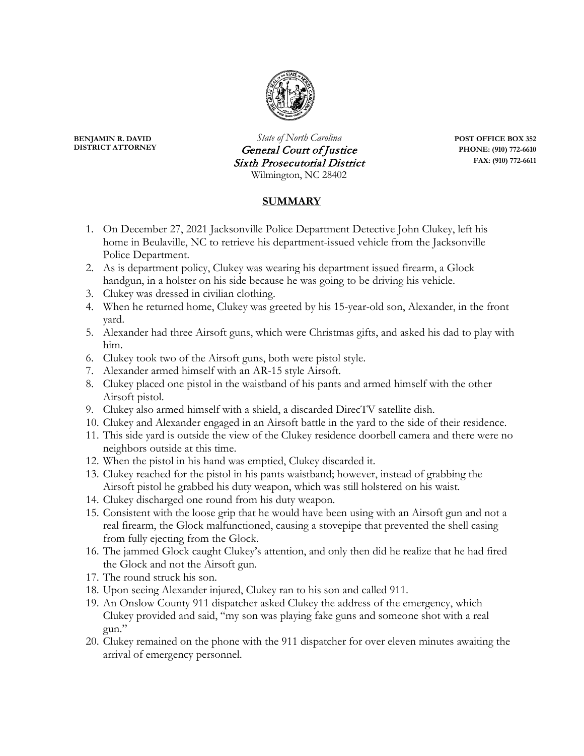**BENJAMIN R. DAVID**
**DISTRICT ATTORNEY**

*State of North Carolina*
*General Court of Justice*
*Sixth Prosecutorial District*
Wilmington, NC 28402

**POST OFFICE BOX 352**
**PHONE: (910) 772-6610**
**FAX: (910) 772-6611**

## SUMMARY

1. On December 27, 2021 Jacksonville Police Department Detective John Clukey, left his home in Beulaville, NC to retrieve his department-issued vehicle from the Jacksonville Police Department.
2. As is department policy, Clukey was wearing his department issued firearm, a Glock handgun, in a holster on his side because he was going to be driving his vehicle.
3. Clukey was dressed in civilian clothing.
4. When he returned home, Clukey was greeted by his 15-year-old son, Alexander, in the front yard.
5. Alexander had three Airsoft guns, which were Christmas gifts, and asked his dad to play with him.
6. Clukey took two of the Airsoft guns, both were pistol style.
7. Alexander armed himself with an AR-15 style Airsoft.
8. Clukey placed one pistol in the waistband of his pants and armed himself with the other Airsoft pistol.
9. Clukey also armed himself with a shield, a discarded DirecTV satellite dish.
10. Clukey and Alexander engaged in an Airsoft battle in the yard to the side of their residence.
11. This side yard is outside the view of the Clukey residence doorbell camera and there were no neighbors outside at this time.
12. When the pistol in his hand was emptied, Clukey discarded it.
13. Clukey reached for the pistol in his pants waistband; however, instead of grabbing the Airsoft pistol he grabbed his duty weapon, which was still holstered on his waist.
14. Clukey discharged one round from his duty weapon.
15. Consistent with the loose grip that he would have been using with an Airsoft gun and not a real firearm, the Glock malfunctioned, causing a stovepipe that prevented the shell casing from fully ejecting from the Glock.
16. The jammed Glock caught Clukey's attention, and only then did he realize that he had fired the Glock and not the Airsoft gun.
17. The round struck his son.
18. Upon seeing Alexander injured, Clukey ran to his son and called 911.
19. An Onslow County 911 dispatcher asked Clukey the address of the emergency, which Clukey provided and said, "my son was playing fake guns and someone shot with a real gun."
20. Clukey remained on the phone with the 911 dispatcher for over eleven minutes awaiting the arrival of emergency personnel.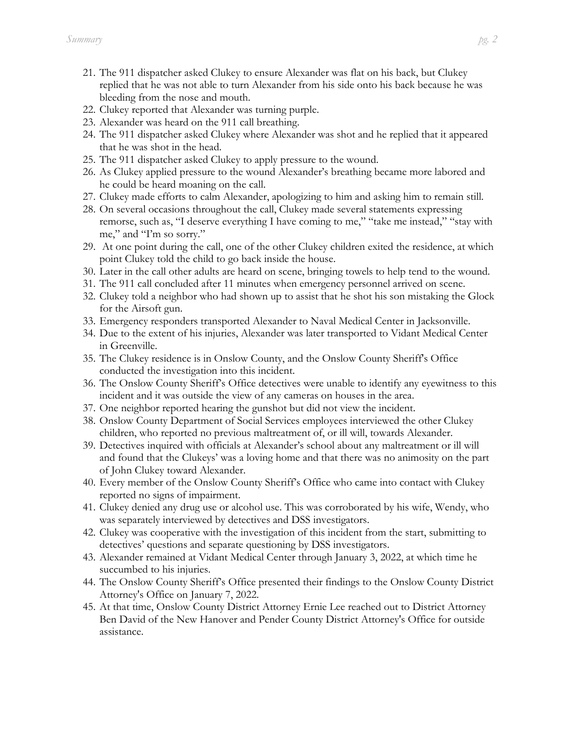21. The 911 dispatcher asked Clukey to ensure Alexander was flat on his back, but Clukey replied that he was not able to turn Alexander from his side onto his back because he was bleeding from the nose and mouth.
22. Clukey reported that Alexander was turning purple.
23. Alexander was heard on the 911 call breathing.
24. The 911 dispatcher asked Clukey where Alexander was shot and he replied that it appeared that he was shot in the head.
25. The 911 dispatcher asked Clukey to apply pressure to the wound.
26. As Clukey applied pressure to the wound Alexander's breathing became more labored and he could be heard moaning on the call.
27. Clukey made efforts to calm Alexander, apologizing to him and asking him to remain still.
28. On several occasions throughout the call, Clukey made several statements expressing remorse, such as, "I deserve everything I have coming to me," "take me instead," "stay with me," and "I'm so sorry."
29. At one point during the call, one of the other Clukey children exited the residence, at which point Clukey told the child to go back inside the house.
30. Later in the call other adults are heard on scene, bringing towels to help tend to the wound.
31. The 911 call concluded after 11 minutes when emergency personnel arrived on scene.
32. Clukey told a neighbor who had shown up to assist that he shot his son mistaking the Glock for the Airsoft gun.
33. Emergency responders transported Alexander to Naval Medical Center in Jacksonville.
34. Due to the extent of his injuries, Alexander was later transported to Vidant Medical Center in Greenville.
35. The Clukey residence is in Onslow County, and the Onslow County Sheriff's Office conducted the investigation into this incident.
36. The Onslow County Sheriff's Office detectives were unable to identify any eyewitness to this incident and it was outside the view of any cameras on houses in the area.
37. One neighbor reported hearing the gunshot but did not view the incident.
38. Onslow County Department of Social Services employees interviewed the other Clukey children, who reported no previous maltreatment of, or ill will, towards Alexander.
39. Detectives inquired with officials at Alexander's school about any maltreatment or ill will and found that the Clukeys' was a loving home and that there was no animosity on the part of John Clukey toward Alexander.
40. Every member of the Onslow County Sheriff's Office who came into contact with Clukey reported no signs of impairment.
41. Clukey denied any drug use or alcohol use. This was corroborated by his wife, Wendy, who was separately interviewed by detectives and DSS investigators.
42. Clukey was cooperative with the investigation of this incident from the start, submitting to detectives' questions and separate questioning by DSS investigators.
43. Alexander remained at Vidant Medical Center through January 3, 2022, at which time he succumbed to his injuries.
44. The Onslow County Sheriff's Office presented their findings to the Onslow County District Attorney's Office on January 7, 2022.
45. At that time, Onslow County District Attorney Ernie Lee reached out to District Attorney Ben David of the New Hanover and Pender County District Attorney's Office for outside assistance.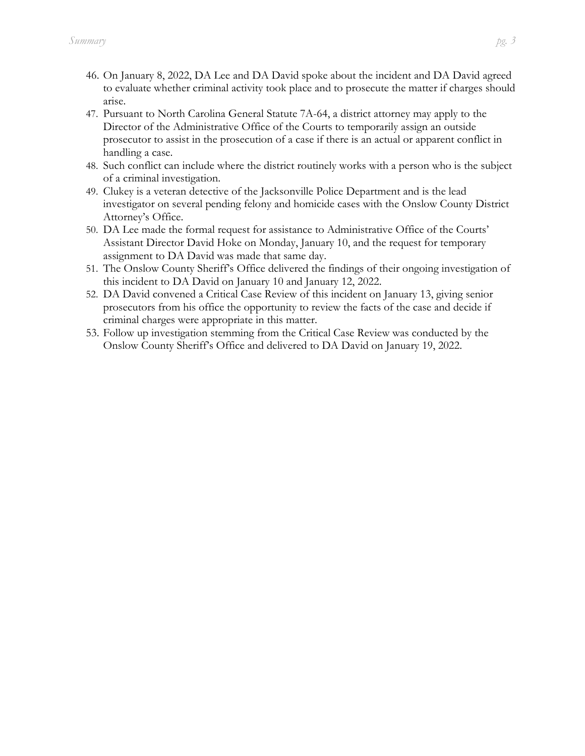46. On January 8, 2022, DA Lee and DA David spoke about the incident and DA David agreed to evaluate whether criminal activity took place and to prosecute the matter if charges should arise.
47. Pursuant to North Carolina General Statute 7A-64, a district attorney may apply to the Director of the Administrative Office of the Courts to temporarily assign an outside prosecutor to assist in the prosecution of a case if there is an actual or apparent conflict in handling a case.
48. Such conflict can include where the district routinely works with a person who is the subject of a criminal investigation.
49. Clukey is a veteran detective of the Jacksonville Police Department and is the lead investigator on several pending felony and homicide cases with the Onslow County District Attorney's Office.
50. DA Lee made the formal request for assistance to Administrative Office of the Courts' Assistant Director David Hoke on Monday, January 10, and the request for temporary assignment to DA David was made that same day.
51. The Onslow County Sheriff's Office delivered the findings of their ongoing investigation of this incident to DA David on January 10 and January 12, 2022.
52. DA David convened a Critical Case Review of this incident on January 13, giving senior prosecutors from his office the opportunity to review the facts of the case and decide if criminal charges were appropriate in this matter.
53. Follow up investigation stemming from the Critical Case Review was conducted by the Onslow County Sheriff's Office and delivered to DA David on January 19, 2022.